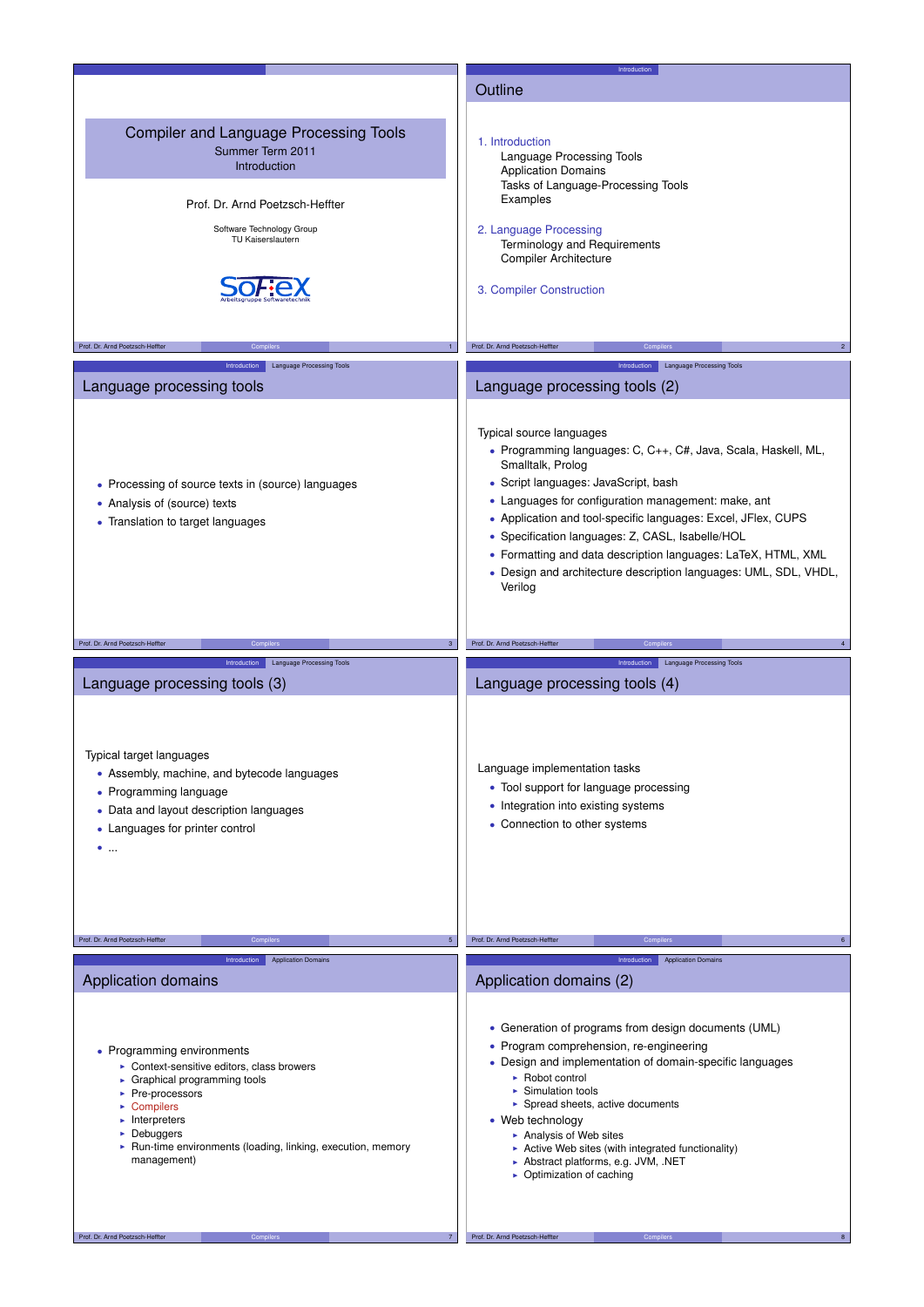# Compiler and Language Processing Tools

Summer Term 2011

Introduction

Prof. Dr. Arnd Poetzsch-Heffter

Software Technology Group
TU Kaiserslautern

## Outline

1. Introduction
   - Language Processing Tools
   - Application Domains
   - Tasks of Language-Processing Tools
   - Examples
2. Language Processing
   - Terminology and Requirements
   - Compiler Architecture
3. Compiler Construction

## Language processing tools

- Processing of source texts in (source) languages
- Analysis of (source) texts
- Translation to target languages

## Language processing tools (2)

Typical source languages

- Programming languages: C, C++, C#, Java, Scala, Haskell, ML, Smalltalk, Prolog
- Script languages: JavaScript, bash
- Languages for configuration management: make, ant
- Application and tool-specific languages: Excel, JFlex, CUPS
- Specification languages: Z, CASL, Isabelle/HOL
- Formatting and data description languages: LaTeX, HTML, XML
- Design and architecture description languages: UML, SDL, VHDL, Verilog

## Language processing tools (3)

Typical target languages

- Assembly, machine, and bytecode languages
- Programming language
- Data and layout description languages
- Languages for printer control
- ...

## Language processing tools (4)

Language implementation tasks

- Tool support for language processing
- Integration into existing systems
- Connection to other systems

## Application domains

- Programming environments
  - Context-sensitive editors, class browers
  - Graphical programming tools
  - Pre-processors
  - Compilers
  - Interpreters
  - Debuggers
  - Run-time environments (loading, linking, execution, memory management)

## Application domains (2)

- Generation of programs from design documents (UML)
- Program comprehension, re-engineering
- Design and implementation of domain-specific languages
  - Robot control
  - Simulation tools
  - Spread sheets, active documents
- Web technology
  - Analysis of Web sites
  - Active Web sites (with integrated functionality)
  - Abstract platforms, e.g. JVM, .NET
  - Optimization of caching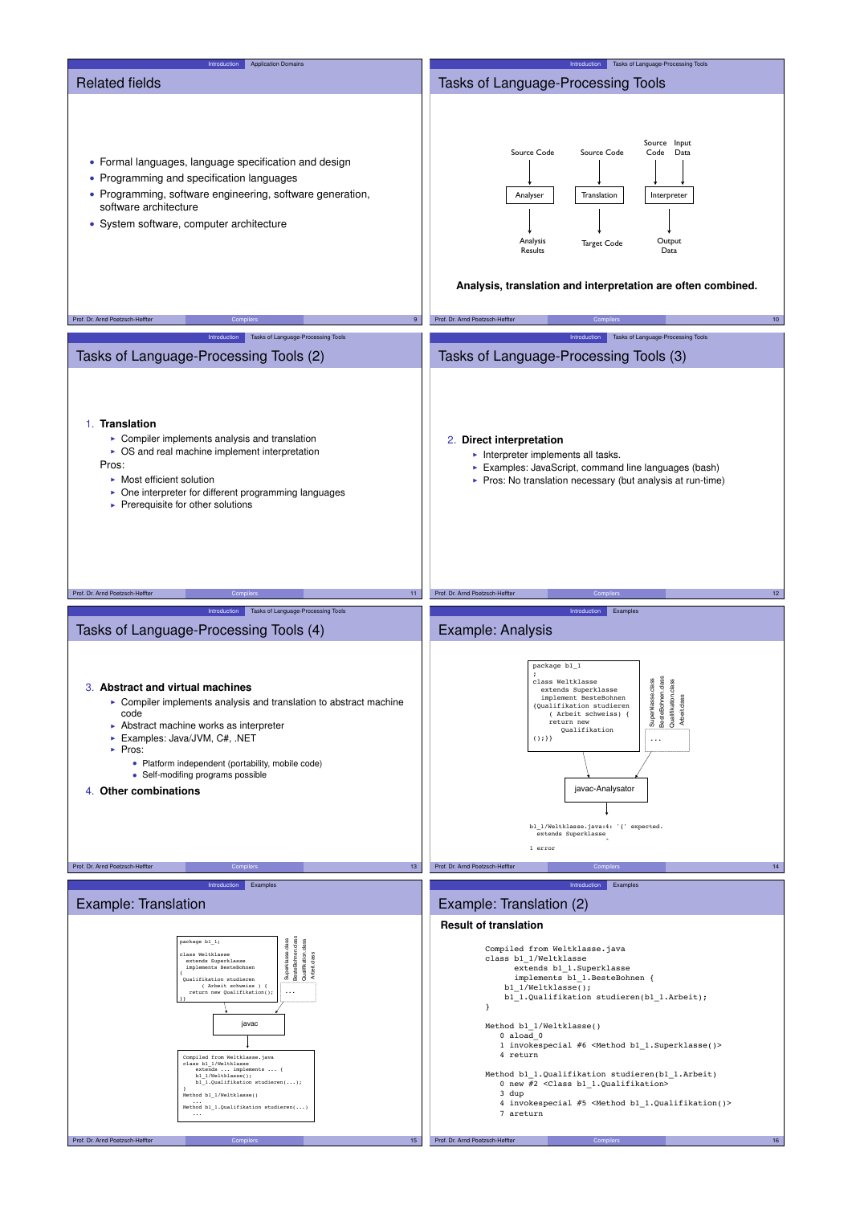## Related fields

- Formal languages, language specification and design
- Programming and specification languages
- Programming, software engineering, software generation, software architecture
- System software, computer architecture

## Tasks of Language-Processing Tools

Source Code → Analyser → Analysis Results

Source Code → Translation → Target Code

Source Code, Input Data → Interpreter → Output Data

**Analysis, translation and interpretation are often combined.**

## Tasks of Language-Processing Tools (2)

1. **Translation**
   - Compiler implements analysis and translation
   - OS and real machine implement interpretation

   Pros:
   - Most efficient solution
   - One interpreter for different programming languages
   - Prerequisite for other solutions

## Tasks of Language-Processing Tools (3)

2. **Direct interpretation**
   - Interpreter implements all tasks.
   - Examples: JavaScript, command line languages (bash)
   - Pros: No translation necessary (but analysis at run-time)

## Tasks of Language-Processing Tools (4)

3. **Abstract and virtual machines**
   - Compiler implements analysis and translation to abstract machine code
   - Abstract machine works as interpreter
   - Examples: Java/JVM, C#, .NET
   - Pros:
     - Platform independent (portability, mobile code)
     - Self-modifing programs possible
4. **Other combinations**

## Example: Analysis

```
package b1_1
;
class Weltklasse
  extends Superklasse
  implement BesteBohnen
{Qualifikation studieren
    ( Arbeit schweiss) {
   return new
      Qualifikation
();}}
```

Superklasse.class, BesteBohnen.class, Qualifikation.class, Arbeit.class, ...

javac-Analysator

```
b1_1/Weltklasse.java:4: '{' expected.
  extends Superklasse
                     ^
1 error
```

## Example: Translation

```
package b1_1;

class Weltklasse
  extends Superklasse
  implements BesteBohnen
{
 Qualifikation studieren
        ( Arbeit schweiss ) {
   return new Qualifikation();
}}
```

Superklasse.class, BesteBohnen.class, Qualifikation.class, Arbeit.class, ...

javac

```
Compiled from Weltklasse.java
class b1_1/Weltklasse
    extends ... implements ... {
    b1_1/Weltklasse();
    b1_1.Qualifikation studieren(...);
}
Method b1_1/Weltklasse()
   ...
Method b1_1.Qualifikation studieren(...)
   ...
```

## Example: Translation (2)

**Result of translation**

```
Compiled from Weltklasse.java
class b1_1/Weltklasse
      extends b1_1.Superklasse
      implements b1_1.BesteBohnen {
    b1_1/Weltklasse();
    b1_1.Qualifikation studieren(b1_1.Arbeit);
}

Method b1_1/Weltklasse()
   0 aload_0
   1 invokespecial #6 <Method b1_1.Superklasse()>
   4 return

Method b1_1.Qualifikation studieren(b1_1.Arbeit)
   0 new #2 <Class b1_1.Qualifikation>
   3 dup
   4 invokespecial #5 <Method b1_1.Qualifikation()>
   7 areturn
```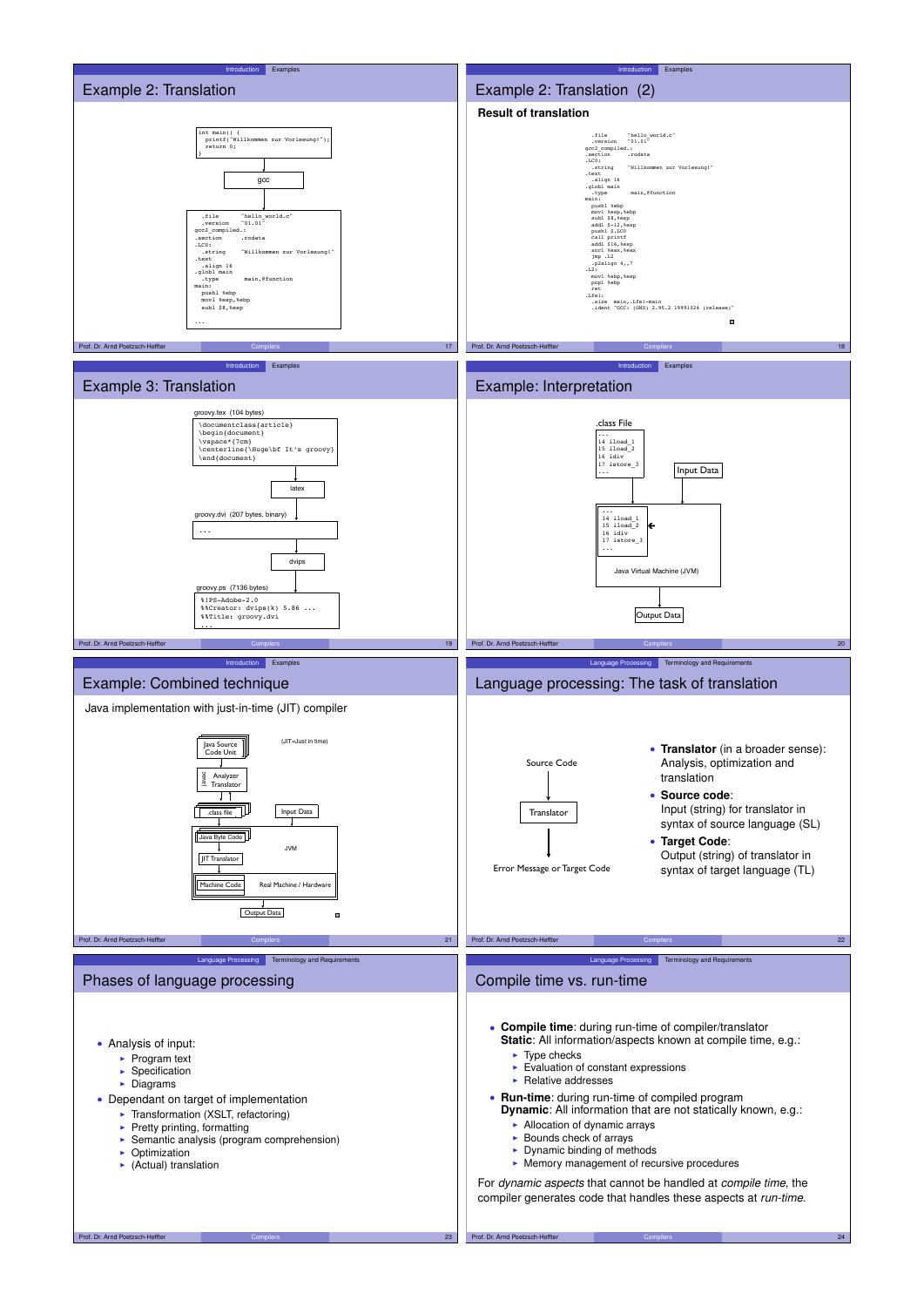## Example 2: Translation

```
int main() {
  printf("Willkommen zur Vorlesung!");
  return 0;
}
```

gcc

```
  .file       "hello_world.c"
  .version    "01.01"
gcc2_compiled.:
.section      .rodata
.LC0:
  .string     "Willkommen zur Vorlesung!"
.text
  .align 16
.globl main
  .type       main,@function
main:
  pushl %ebp
  movl %esp,%ebp
  subl $8,%esp
  ...
```

## Example 2: Translation (2)

**Result of translation**

```
  .file       "hello_world.c"
  .version    "01.01"
gcc2_compiled.:
.section      .rodata
.LC0:
  .string     "Willkommen zur Vorlesung!"
.text
  .align 16
.globl main
  .type       main,@function
main:
  pushl %ebp
  movl %esp,%ebp
  subl $8,%esp
  addl $-12,%esp
  pushl $.LC0
  call printf
  addl $16,%esp
  xorl %eax,%eax
  jmp .L2
  .p2align 4,,7
.L2:
  movl %ebp,%esp
  popl %ebp
  ret
.Lfe1:
  .size  main,.Lfe1-main
  .ident "GCC: (GNU) 2.95.2 19991024 (release)"
```

## Example 3: Translation

groovy.tex (104 bytes)

```
\documentclass{article}
\begin{document}
\vspace*{7cm}
\centerline{\Huge\bf It's groovy}
\end{document}
```

latex

groovy.dvi (207 bytes, binary)

```
...
```

dvips

groovy.ps (7136 bytes)

```
%!PS-Adobe-2.0
%%Creator: dvips(k) 5.86 ...
%%Title: groovy.dvi
...
```

## Example: Interpretation

.class File

```
...
14 iload_1
15 iload_2
16 idiv
17 istore_3
...
```

Input Data

```
...
14 iload_1
15 iload_2
16 idiv
17 istore_3
...
```

Java Virtual Machine (JVM)

Output Data

## Example: Combined technique

Java implementation with just-in-time (JIT) compiler

(JIT=Just in time)

Java Source Code Unit → javac: Analyzer Translator → .class file, Input Data → JVM: Java Byte Code → JIT Translator → Machine Code (Real Machine / Hardware) → Output Data

## Language processing: The task of translation

Source Code → Translator → Error Message or Target Code

- **Translator** (in a broader sense): Analysis, optimization and translation
- **Source code**: Input (string) for translator in syntax of source language (SL)
- **Target Code**: Output (string) of translator in syntax of target language (TL)

## Phases of language processing

- Analysis of input:
  - Program text
  - Specification
  - Diagrams
- Dependant on target of implementation
  - Transformation (XSLT, refactoring)
  - Pretty printing, formatting
  - Semantic analysis (program comprehension)
  - Optimization
  - (Actual) translation

## Compile time vs. run-time

- **Compile time**: during run-time of compiler/translator  
  **Static**: All information/aspects known at compile time, e.g.:
  - Type checks
  - Evaluation of constant expressions
  - Relative addresses
- **Run-time**: during run-time of compiled program  
  **Dynamic**: All information that are not statically known, e.g.:
  - Allocation of dynamic arrays
  - Bounds check of arrays
  - Dynamic binding of methods
  - Memory management of recursive procedures

For *dynamic aspects* that cannot be handled at *compile time*, the compiler generates code that handles these aspects at *run-time*.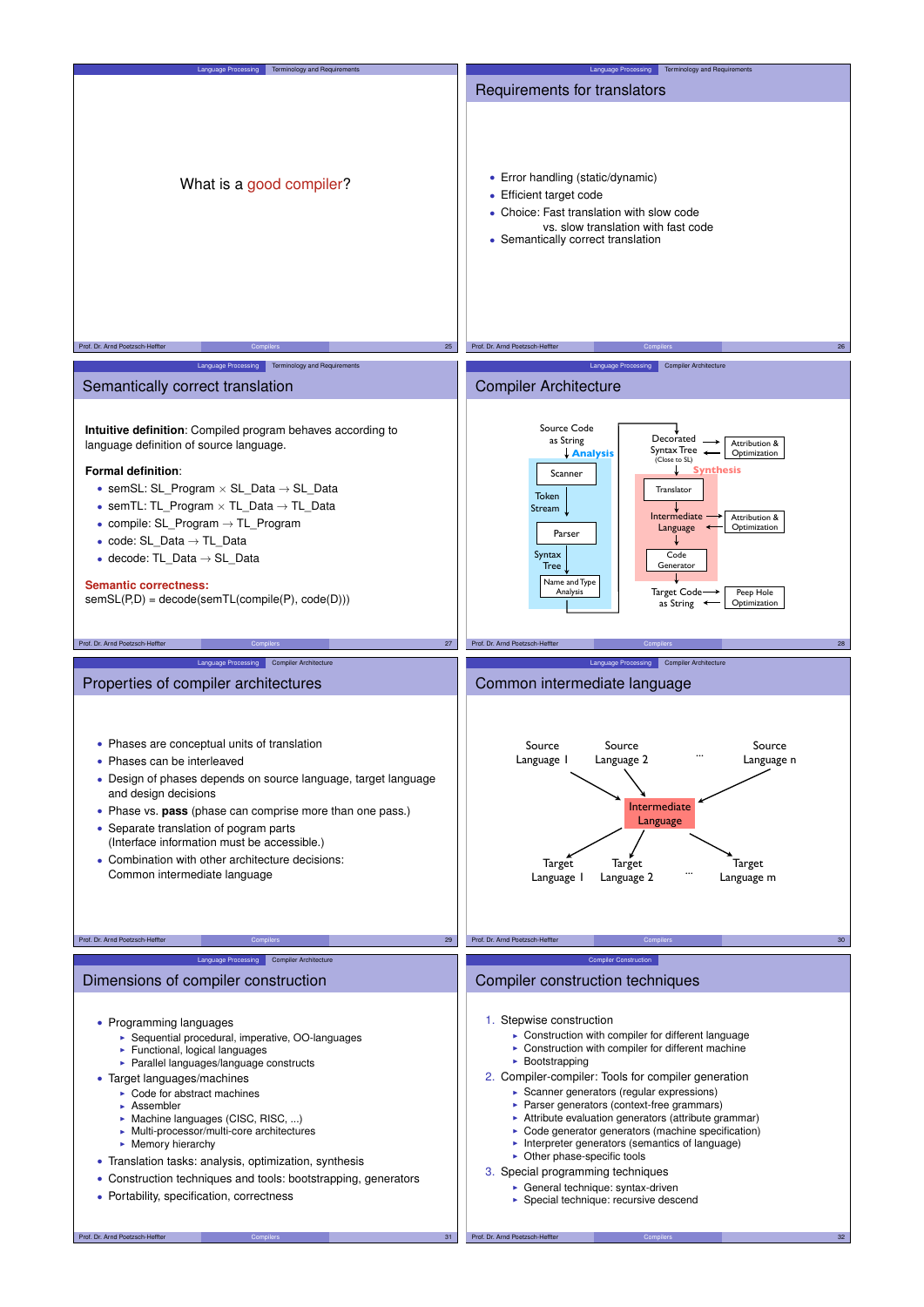What is a good compiler?

## Requirements for translators

- Error handling (static/dynamic)
- Efficient target code
- Choice: Fast translation with slow code vs. slow translation with fast code
- Semantically correct translation

## Semantically correct translation

**Intuitive definition**: Compiled program behaves according to language definition of source language.

**Formal definition**:

- semSL: SL_Program × SL_Data → SL_Data
- semTL: TL_Program × TL_Data → TL_Data
- compile: SL_Program → TL_Program
- code: SL_Data → TL_Data
- decode: TL_Data → SL_Data

**Semantic correctness:**
semSL(P,D) = decode(semTL(compile(P), code(D)))

## Compiler Architecture

Source Code as String
Analysis
Scanner
Token Stream
Parser
Syntax Tree
Name and Type Analysis
Decorated Syntax Tree (Close to SL)
Attribution & Optimization
Synthesis
Translator
Intermediate Language
Attribution & Optimization
Code Generator
Target Code as String
Peep Hole Optimization

## Properties of compiler architectures

- Phases are conceptual units of translation
- Phases can be interleaved
- Design of phases depends on source language, target language and design decisions
- Phase vs. **pass** (phase can comprise more than one pass.)
- Separate translation of pogram parts (Interface information must be accessible.)
- Combination with other architecture decisions: Common intermediate language

## Common intermediate language

Source Language 1, Source Language 2, ..., Source Language n
Intermediate Language
Target Language 1, Target Language 2, ..., Target Language m

## Dimensions of compiler construction

- Programming languages
  - Sequential procedural, imperative, OO-languages
  - Functional, logical languages
  - Parallel languages/language constructs
- Target languages/machines
  - Code for abstract machines
  - Assembler
  - Machine languages (CISC, RISC, ...)
  - Multi-processor/multi-core architectures
  - Memory hierarchy
- Translation tasks: analysis, optimization, synthesis
- Construction techniques and tools: bootstrapping, generators
- Portability, specification, correctness

## Compiler construction techniques

1. Stepwise construction
   - Construction with compiler for different language
   - Construction with compiler for different machine
   - Bootstrapping
2. Compiler-compiler: Tools for compiler generation
   - Scanner generators (regular expressions)
   - Parser generators (context-free grammars)
   - Attribute evaluation generators (attribute grammar)
   - Code generator generators (machine specification)
   - Interpreter generators (semantics of language)
   - Other phase-specific tools
3. Special programming techniques
   - General technique: syntax-driven
   - Special technique: recursive descend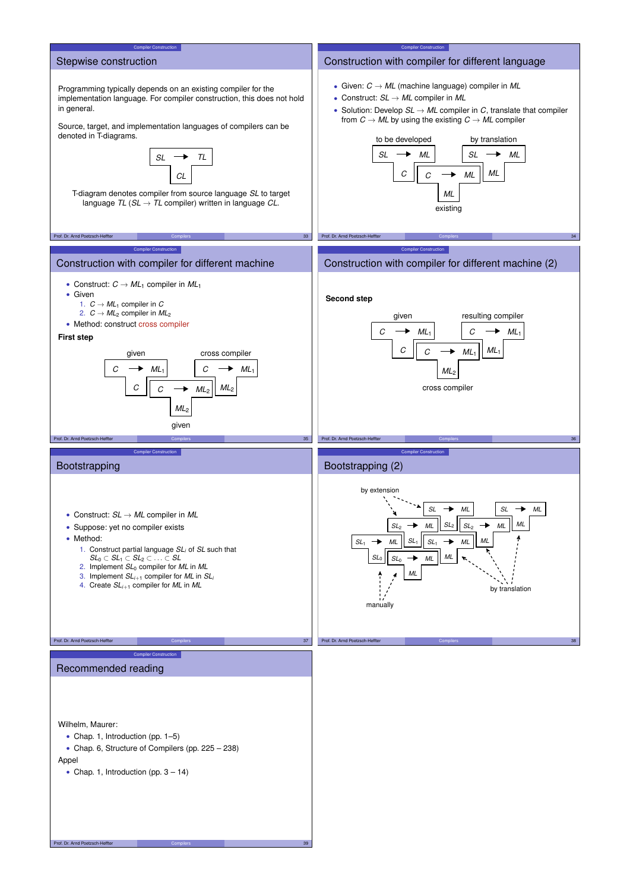## Stepwise construction

Programming typically depends on an existing compiler for the implementation language. For compiler construction, this does not hold in general.

Source, target, and implementation languages of compilers can be denoted in T-diagrams.

*SL* → *TL*

*CL*

T-diagram denotes compiler from source language *SL* to target language *TL* ($SL \rightarrow TL$ compiler) written in language *CL*.

## Construction with compiler for different language

- Given: $C \rightarrow ML$ (machine language) compiler in *ML*
- Construct: $SL \rightarrow ML$ compiler in *ML*
- Solution: Develop $SL \rightarrow ML$ compiler in *C*, translate that compiler from $C \rightarrow ML$ by using the existing $C \rightarrow ML$ compiler

to be developed

by translation

existing

## Construction with compiler for different machine

- Construct: $C \rightarrow ML_1$ compiler in $ML_1$
- Given
  1. $C \rightarrow ML_1$ compiler in *C*
  2. $C \rightarrow ML_2$ compiler in $ML_2$
- Method: construct cross compiler

**First step**

given

cross compiler

given

## Construction with compiler for different machine (2)

**Second step**

given

resulting compiler

cross compiler

## Bootstrapping

- Construct: $SL \rightarrow ML$ compiler in *ML*
- Suppose: yet no compiler exists
- Method:
  1. Construct partial language $SL_i$ of *SL* such that $SL_0 \subset SL_1 \subset SL_2 \subset \ldots \subset SL$
  2. Implement $SL_0$ compiler for *ML* in *ML*
  3. Implement $SL_{i+1}$ compiler for *ML* in $SL_i$
  4. Create $SL_{i+1}$ compiler for *ML* in *ML*

## Bootstrapping (2)

by extension

manually

by translation

## Recommended reading

Wilhelm, Maurer:

- Chap. 1, Introduction (pp. 1–5)
- Chap. 6, Structure of Compilers (pp. 225 – 238)

Appel

- Chap. 1, Introduction (pp. 3 – 14)